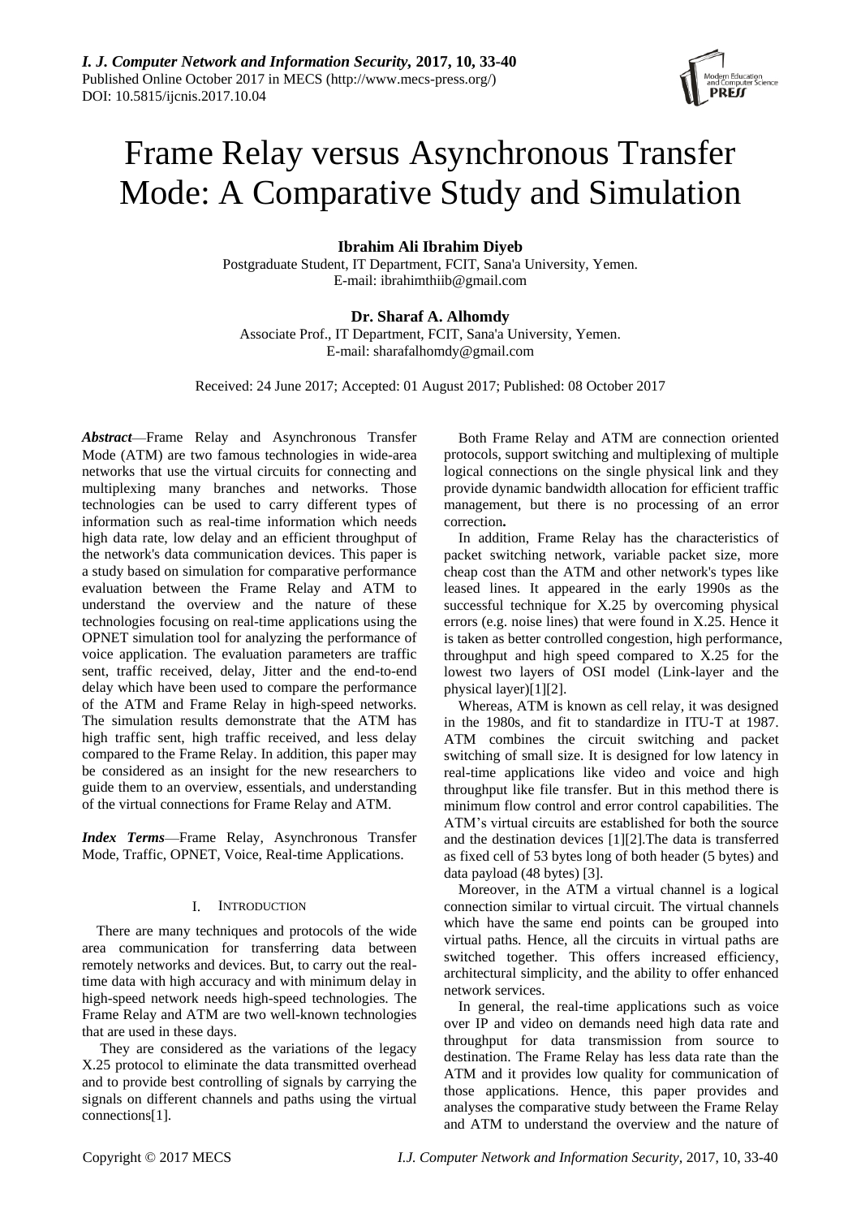# Frame Relay versus Asynchronous Transfer Mode: A Comparative Study and Simulation

**Ibrahim Ali Ibrahim Diyeb**
Postgraduate Student, IT Department, FCIT, Sana'a University, Yemen.
E-mail: ibrahimthiib@gmail.com

**Dr. Sharaf A. Alhomdy**
Associate Prof., IT Department, FCIT, Sana'a University, Yemen.
E-mail: sharafalhomdy@gmail.com

Received: 24 June 2017; Accepted: 01 August 2017; Published: 08 October 2017

***Abstract***—Frame Relay and Asynchronous Transfer Mode (ATM) are two famous technologies in wide-area networks that use the virtual circuits for connecting and multiplexing many branches and networks. Those technologies can be used to carry different types of information such as real-time information which needs high data rate, low delay and an efficient throughput of the network's data communication devices. This paper is a study based on simulation for comparative performance evaluation between the Frame Relay and ATM to understand the overview and the nature of these technologies focusing on real-time applications using the OPNET simulation tool for analyzing the performance of voice application. The evaluation parameters are traffic sent, traffic received, delay, Jitter and the end-to-end delay which have been used to compare the performance of the ATM and Frame Relay in high-speed networks. The simulation results demonstrate that the ATM has high traffic sent, high traffic received, and less delay compared to the Frame Relay. In addition, this paper may be considered as an insight for the new researchers to guide them to an overview, essentials, and understanding of the virtual connections for Frame Relay and ATM.

***Index Terms***—Frame Relay, Asynchronous Transfer Mode, Traffic, OPNET, Voice, Real-time Applications.

## I. INTRODUCTION

There are many techniques and protocols of the wide area communication for transferring data between remotely networks and devices. But, to carry out the real-time data with high accuracy and with minimum delay in high-speed network needs high-speed technologies. The Frame Relay and ATM are two well-known technologies that are used in these days.

They are considered as the variations of the legacy X.25 protocol to eliminate the data transmitted overhead and to provide best controlling of signals by carrying the signals on different channels and paths using the virtual connections[1].

Both Frame Relay and ATM are connection oriented protocols, support switching and multiplexing of multiple logical connections on the single physical link and they provide dynamic bandwidth allocation for efficient traffic management, but there is no processing of an error correction**.**

In addition, Frame Relay has the characteristics of packet switching network, variable packet size, more cheap cost than the ATM and other network's types like leased lines. It appeared in the early 1990s as the successful technique for X.25 by overcoming physical errors (e.g. noise lines) that were found in X.25. Hence it is taken as better controlled congestion, high performance, throughput and high speed compared to X.25 for the lowest two layers of OSI model (Link-layer and the physical layer)[1][2].

Whereas, ATM is known as cell relay, it was designed in the 1980s, and fit to standardize in ITU-T at 1987. ATM combines the circuit switching and packet switching of small size. It is designed for low latency in real-time applications like video and voice and high throughput like file transfer. But in this method there is minimum flow control and error control capabilities. The ATM's virtual circuits are established for both the source and the destination devices [1][2].The data is transferred as fixed cell of 53 bytes long of both header (5 bytes) and data payload (48 bytes) [3].

Moreover, in the ATM a virtual channel is a logical connection similar to virtual circuit. The virtual channels which have the same end points can be grouped into virtual paths. Hence, all the circuits in virtual paths are switched together. This offers increased efficiency, architectural simplicity, and the ability to offer enhanced network services.

In general, the real-time applications such as voice over IP and video on demands need high data rate and throughput for data transmission from source to destination. The Frame Relay has less data rate than the ATM and it provides low quality for communication of those applications. Hence, this paper provides and analyses the comparative study between the Frame Relay and ATM to understand the overview and the nature of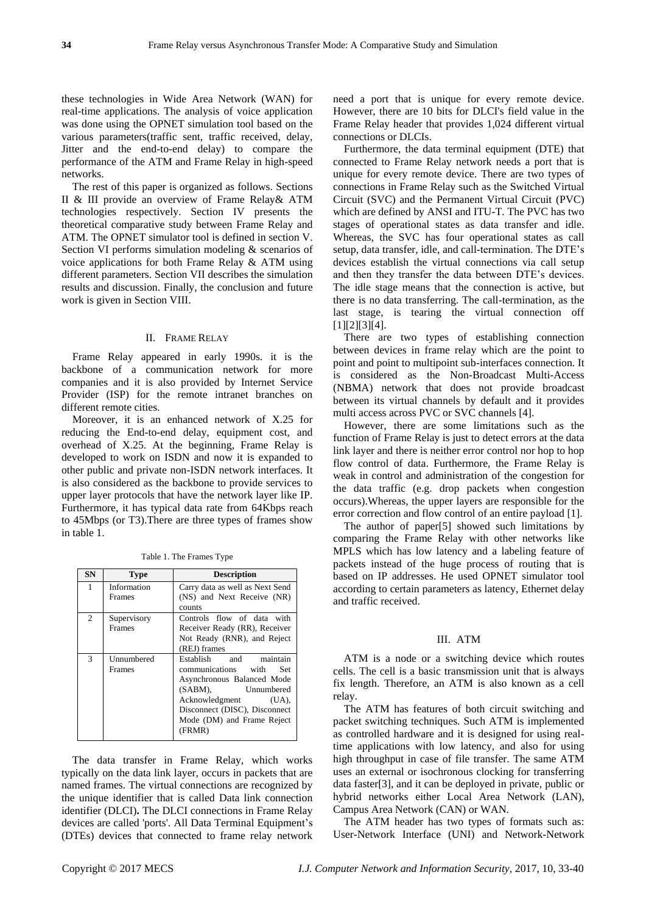these technologies in Wide Area Network (WAN) for real-time applications. The analysis of voice application was done using the OPNET simulation tool based on the various parameters(traffic sent, traffic received, delay, Jitter and the end-to-end delay) to compare the performance of the ATM and Frame Relay in high-speed networks.

The rest of this paper is organized as follows. Sections II & III provide an overview of Frame Relay& ATM technologies respectively. Section IV presents the theoretical comparative study between Frame Relay and ATM. The OPNET simulator tool is defined in section V. Section VI performs simulation modeling & scenarios of voice applications for both Frame Relay & ATM using different parameters. Section VII describes the simulation results and discussion. Finally, the conclusion and future work is given in Section VIII.

## II. Frame Relay

Frame Relay appeared in early 1990s. it is the backbone of a communication network for more companies and it is also provided by Internet Service Provider (ISP) for the remote intranet branches on different remote cities.

Moreover, it is an enhanced network of X.25 for reducing the End-to-end delay, equipment cost, and overhead of X.25. At the beginning, Frame Relay is developed to work on ISDN and now it is expanded to other public and private non-ISDN network interfaces. It is also considered as the backbone to provide services to upper layer protocols that have the network layer like IP. Furthermore, it has typical data rate from 64Kbps reach to 45Mbps (or T3).There are three types of frames show in table 1.

Table 1. The Frames Type

| SN | Type | Description |
|---|---|---|
| 1 | Information Frames | Carry data as well as Next Send (NS) and Next Receive (NR) counts |
| 2 | Supervisory Frames | Controls flow of data with Receiver Ready (RR), Receiver Not Ready (RNR), and Reject (REJ) frames |
| 3 | Unnumbered Frames | Establish and maintain communications with Set Asynchronous Balanced Mode (SABM), Unnumbered Acknowledgment (UA), Disconnect (DISC), Disconnect Mode (DM) and Frame Reject (FRMR) |

The data transfer in Frame Relay, which works typically on the data link layer, occurs in packets that are named frames. The virtual connections are recognized by the unique identifier that is called Data link connection identifier (DLCI)**.** The DLCI connections in Frame Relay devices are called 'ports'. All Data Terminal Equipment's (DTEs) devices that connected to frame relay network need a port that is unique for every remote device. However, there are 10 bits for DLCI's field value in the Frame Relay header that provides 1,024 different virtual connections or DLCIs.

Furthermore, the data terminal equipment (DTE) that connected to Frame Relay network needs a port that is unique for every remote device. There are two types of connections in Frame Relay such as the Switched Virtual Circuit (SVC) and the Permanent Virtual Circuit (PVC) which are defined by ANSI and ITU-T. The PVC has two stages of operational states as data transfer and idle. Whereas, the SVC has four operational states as call setup, data transfer, idle, and call-termination. The DTE's devices establish the virtual connections via call setup and then they transfer the data between DTE's devices. The idle stage means that the connection is active, but there is no data transferring. The call-termination, as the last stage, is tearing the virtual connection off [1][2][3][4].

There are two types of establishing connection between devices in frame relay which are the point to point and point to multipoint sub-interfaces connection. It is considered as the Non-Broadcast Multi-Access (NBMA) network that does not provide broadcast between its virtual channels by default and it provides multi access across PVC or SVC channels [4].

However, there are some limitations such as the function of Frame Relay is just to detect errors at the data link layer and there is neither error control nor hop to hop flow control of data. Furthermore, the Frame Relay is weak in control and administration of the congestion for the data traffic (e.g. drop packets when congestion occurs).Whereas, the upper layers are responsible for the error correction and flow control of an entire payload [1].

The author of paper[5] showed such limitations by comparing the Frame Relay with other networks like MPLS which has low latency and a labeling feature of packets instead of the huge process of routing that is based on IP addresses. He used OPNET simulator tool according to certain parameters as latency, Ethernet delay and traffic received.

## III. ATM

ATM is a node or a switching device which routes cells. The cell is a basic transmission unit that is always fix length. Therefore, an ATM is also known as a cell relay.

The ATM has features of both circuit switching and packet switching techniques. Such ATM is implemented as controlled hardware and it is designed for using real-time applications with low latency, and also for using high throughput in case of file transfer. The same ATM uses an external or isochronous clocking for transferring data faster[3], and it can be deployed in private, public or hybrid networks either Local Area Network (LAN), Campus Area Network (CAN) or WAN.

The ATM header has two types of formats such as: User-Network Interface (UNI) and Network-Network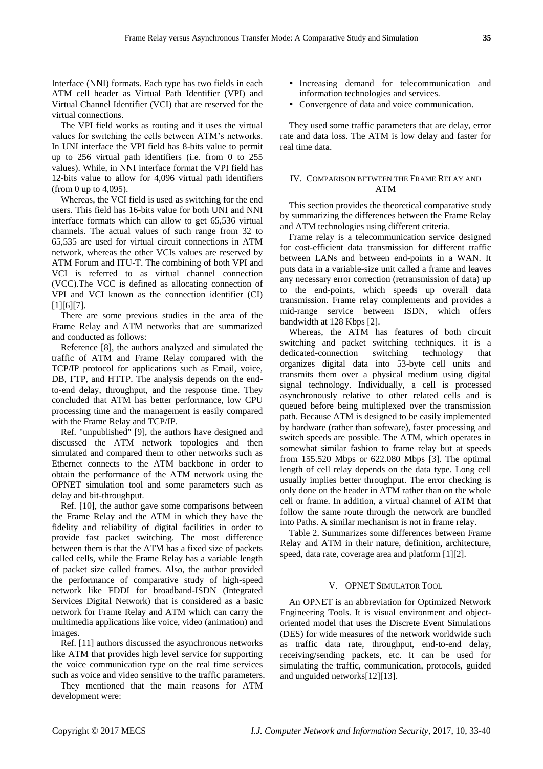Interface (NNI) formats. Each type has two fields in each ATM cell header as Virtual Path Identifier (VPI) and Virtual Channel Identifier (VCI) that are reserved for the virtual connections.

The VPI field works as routing and it uses the virtual values for switching the cells between ATM's networks. In UNI interface the VPI field has 8-bits value to permit up to 256 virtual path identifiers (i.e. from 0 to 255 values). While, in NNI interface format the VPI field has 12-bits value to allow for 4,096 virtual path identifiers (from 0 up to 4,095).

Whereas, the VCI field is used as switching for the end users. This field has 16-bits value for both UNI and NNI interface formats which can allow to get 65,536 virtual channels. The actual values of such range from 32 to 65,535 are used for virtual circuit connections in ATM network, whereas the other VCIs values are reserved by ATM Forum and ITU-T. The combining of both VPI and VCI is referred to as virtual channel connection (VCC).The VCC is defined as allocating connection of VPI and VCI known as the connection identifier (CI) [1][6][7].

There are some previous studies in the area of the Frame Relay and ATM networks that are summarized and conducted as follows:

Reference [8], the authors analyzed and simulated the traffic of ATM and Frame Relay compared with the TCP/IP protocol for applications such as Email, voice, DB, FTP, and HTTP. The analysis depends on the end-to-end delay, throughput, and the response time. They concluded that ATM has better performance, low CPU processing time and the management is easily compared with the Frame Relay and TCP/IP.

Ref. "unpublished" [9], the authors have designed and discussed the ATM network topologies and then simulated and compared them to other networks such as Ethernet connects to the ATM backbone in order to obtain the performance of the ATM network using the OPNET simulation tool and some parameters such as delay and bit-throughput.

Ref. [10], the author gave some comparisons between the Frame Relay and the ATM in which they have the fidelity and reliability of digital facilities in order to provide fast packet switching. The most difference between them is that the ATM has a fixed size of packets called cells, while the Frame Relay has a variable length of packet size called frames. Also, the author provided the performance of comparative study of high-speed network like FDDI for broadband-ISDN (Integrated Services Digital Network) that is considered as a basic network for Frame Relay and ATM which can carry the multimedia applications like voice, video (animation) and images.

Ref. [11] authors discussed the asynchronous networks like ATM that provides high level service for supporting the voice communication type on the real time services such as voice and video sensitive to the traffic parameters.

They mentioned that the main reasons for ATM development were:

- Increasing demand for telecommunication and information technologies and services.
- Convergence of data and voice communication.

They used some traffic parameters that are delay, error rate and data loss. The ATM is low delay and faster for real time data.

## IV. Comparison between the Frame Relay and ATM

This section provides the theoretical comparative study by summarizing the differences between the Frame Relay and ATM technologies using different criteria.

Frame relay is a telecommunication service designed for cost-efficient data transmission for different traffic between LANs and between end-points in a WAN. It puts data in a variable-size unit called a frame and leaves any necessary error correction (retransmission of data) up to the end-points, which speeds up overall data transmission. Frame relay complements and provides a mid-range service between ISDN, which offers bandwidth at 128 Kbps [2].

Whereas, the ATM has features of both circuit switching and packet switching techniques. it is a dedicated-connection switching technology that organizes digital data into 53-byte cell units and transmits them over a physical medium using digital signal technology. Individually, a cell is processed asynchronously relative to other related cells and is queued before being multiplexed over the transmission path. Because ATM is designed to be easily implemented by hardware (rather than software), faster processing and switch speeds are possible. The ATM, which operates in somewhat similar fashion to frame relay but at speeds from 155.520 Mbps or 622.080 Mbps [3]. The optimal length of cell relay depends on the data type. Long cell usually implies better throughput. The error checking is only done on the header in ATM rather than on the whole cell or frame. In addition, a virtual channel of ATM that follow the same route through the network are bundled into Paths. A similar mechanism is not in frame relay.

Table 2. Summarizes some differences between Frame Relay and ATM in their nature, definition, architecture, speed, data rate, coverage area and platform [1][2].

## V. OPNET Simulator Tool

An OPNET is an abbreviation for Optimized Network Engineering Tools. It is visual environment and object-oriented model that uses the Discrete Event Simulations (DES) for wide measures of the network worldwide such as traffic data rate, throughput, end-to-end delay, receiving/sending packets, etc. It can be used for simulating the traffic, communication, protocols, guided and unguided networks[12][13].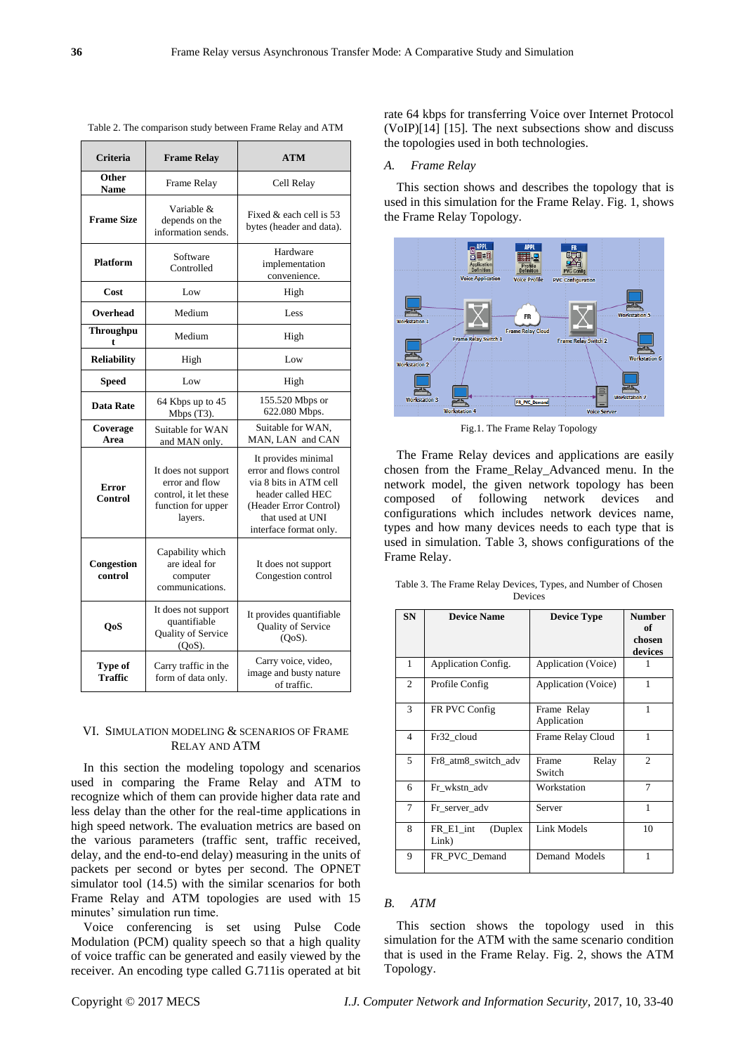Table 2. The comparison study between Frame Relay and ATM

| Criteria | Frame Relay | ATM |
|---|---|---|
| **Other Name** | Frame Relay | Cell Relay |
| **Frame Size** | Variable & depends on the information sends. | Fixed & each cell is 53 bytes (header and data). |
| **Platform** | Software Controlled | Hardware implementation convenience. |
| **Cost** | Low | High |
| **Overhead** | Medium | Less |
| **Throughput** | Medium | High |
| **Reliability** | High | Low |
| **Speed** | Low | High |
| **Data Rate** | 64 Kbps up to 45 Mbps (T3). | 155.520 Mbps or 622.080 Mbps. |
| **Coverage Area** | Suitable for WAN and MAN only. | Suitable for WAN, MAN, LAN and CAN |
| **Error Control** | It does not support error and flow control, it let these function for upper layers. | It provides minimal error and flows control via 8 bits in ATM cell header called HEC (Header Error Control) that used at UNI interface format only. |
| **Congestion control** | Capability which are ideal for computer communications. | It does not support Congestion control |
| **QoS** | It does not support quantifiable Quality of Service (QoS). | It provides quantifiable Quality of Service (QoS). |
| **Type of Traffic** | Carry traffic in the form of data only. | Carry voice, video, image and busty nature of traffic. |

## VI. Simulation Modeling & Scenarios of Frame Relay and ATM

In this section the modeling topology and scenarios used in comparing the Frame Relay and ATM to recognize which of them can provide higher data rate and less delay than the other for the real-time applications in high speed network. The evaluation metrics are based on the various parameters (traffic sent, traffic received, delay, and the end-to-end delay) measuring in the units of packets per second or bytes per second. The OPNET simulator tool (14.5) with the similar scenarios for both Frame Relay and ATM topologies are used with 15 minutes' simulation run time.

Voice conferencing is set using Pulse Code Modulation (PCM) quality speech so that a high quality of voice traffic can be generated and easily viewed by the receiver. An encoding type called G.711is operated at bit rate 64 kbps for transferring Voice over Internet Protocol (VoIP)[14] [15]. The next subsections show and discuss the topologies used in both technologies.

### *A. Frame Relay*

This section shows and describes the topology that is used in this simulation for the Frame Relay. Fig. 1, shows the Frame Relay Topology.

Fig.1. The Frame Relay Topology

The Frame Relay devices and applications are easily chosen from the Frame_Relay_Advanced menu. In the network model, the given network topology has been composed of following network devices and configurations which includes network devices name, types and how many devices needs to each type that is used in simulation. Table 3, shows configurations of the Frame Relay.

Table 3. The Frame Relay Devices, Types, and Number of Chosen Devices

| SN | Device Name | Device Type | Number of chosen devices |
|---|---|---|---|
| 1 | Application Config. | Application (Voice) | 1 |
| 2 | Profile Config | Application (Voice) | 1 |
| 3 | FR PVC Config | Frame Relay Application | 1 |
| 4 | Fr32_cloud | Frame Relay Cloud | 1 |
| 5 | Fr8_atm8_switch_adv | Frame Relay Switch | 2 |
| 6 | Fr_wkstn_adv | Workstation | 7 |
| 7 | Fr_server_adv | Server | 1 |
| 8 | FR_E1_int (Duplex Link) | Link Models | 10 |
| 9 | FR_PVC_Demand | Demand Models | 1 |

### *B. ATM*

This section shows the topology used in this simulation for the ATM with the same scenario condition that is used in the Frame Relay. Fig. 2, shows the ATM Topology.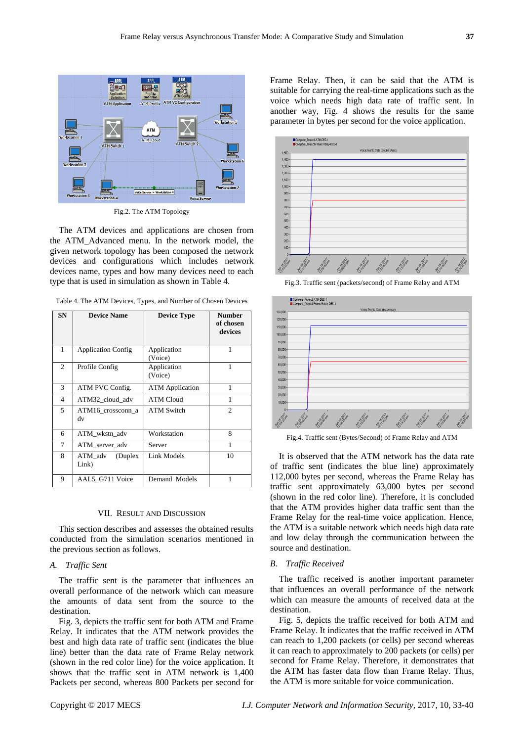Fig.2. The ATM Topology

The ATM devices and applications are chosen from the ATM_Advanced menu. In the network model, the given network topology has been composed the network devices and configurations which includes network devices name, types and how many devices need to each type that is used in simulation as shown in Table 4.

Table 4. The ATM Devices, Types, and Number of Chosen Devices

| SN | Device Name | Device Type | Number of chosen devices |
|---|---|---|---|
| 1 | Application Config | Application (Voice) | 1 |
| 2 | Profile Config | Application (Voice) | 1 |
| 3 | ATM PVC Config. | ATM Application | 1 |
| 4 | ATM32_cloud_adv | ATM Cloud | 1 |
| 5 | ATM16_crossconn_adv | ATM Switch | 2 |
| 6 | ATM_wkstn_adv | Workstation | 8 |
| 7 | ATM_server_adv | Server | 1 |
| 8 | ATM_adv (Duplex Link) | Link Models | 10 |
| 9 | AAL5_G711 Voice | Demand Models | 1 |

## VII. Result and Discussion

This section describes and assesses the obtained results conducted from the simulation scenarios mentioned in the previous section as follows.

### A. *Traffic Sent*

The traffic sent is the parameter that influences an overall performance of the network which can measure the amounts of data sent from the source to the destination.

Fig. 3, depicts the traffic sent for both ATM and Frame Relay. It indicates that the ATM network provides the best and high data rate of traffic sent (indicates the blue line) better than the data rate of Frame Relay network (shown in the red color line) for the voice application. It shows that the traffic sent in ATM network is 1,400 Packets per second, whereas 800 Packets per second for Frame Relay. Then, it can be said that the ATM is suitable for carrying the real-time applications such as the voice which needs high data rate of traffic sent. In another way, Fig. 4 shows the results for the same parameter in bytes per second for the voice application.

Fig.3. Traffic sent (packets/second) of Frame Relay and ATM

Fig.4. Traffic sent (Bytes/Second) of Frame Relay and ATM

It is observed that the ATM network has the data rate of traffic sent (indicates the blue line) approximately 112,000 bytes per second, whereas the Frame Relay has traffic sent approximately 63,000 bytes per second (shown in the red color line). Therefore, it is concluded that the ATM provides higher data traffic sent than the Frame Relay for the real-time voice application. Hence, the ATM is a suitable network which needs high data rate and low delay through the communication between the source and destination.

### B. *Traffic Received*

The traffic received is another important parameter that influences an overall performance of the network which can measure the amounts of received data at the destination.

Fig. 5, depicts the traffic received for both ATM and Frame Relay. It indicates that the traffic received in ATM can reach to 1,200 packets (or cells) per second whereas it can reach to approximately to 200 packets (or cells) per second for Frame Relay. Therefore, it demonstrates that the ATM has faster data flow than Frame Relay. Thus, the ATM is more suitable for voice communication.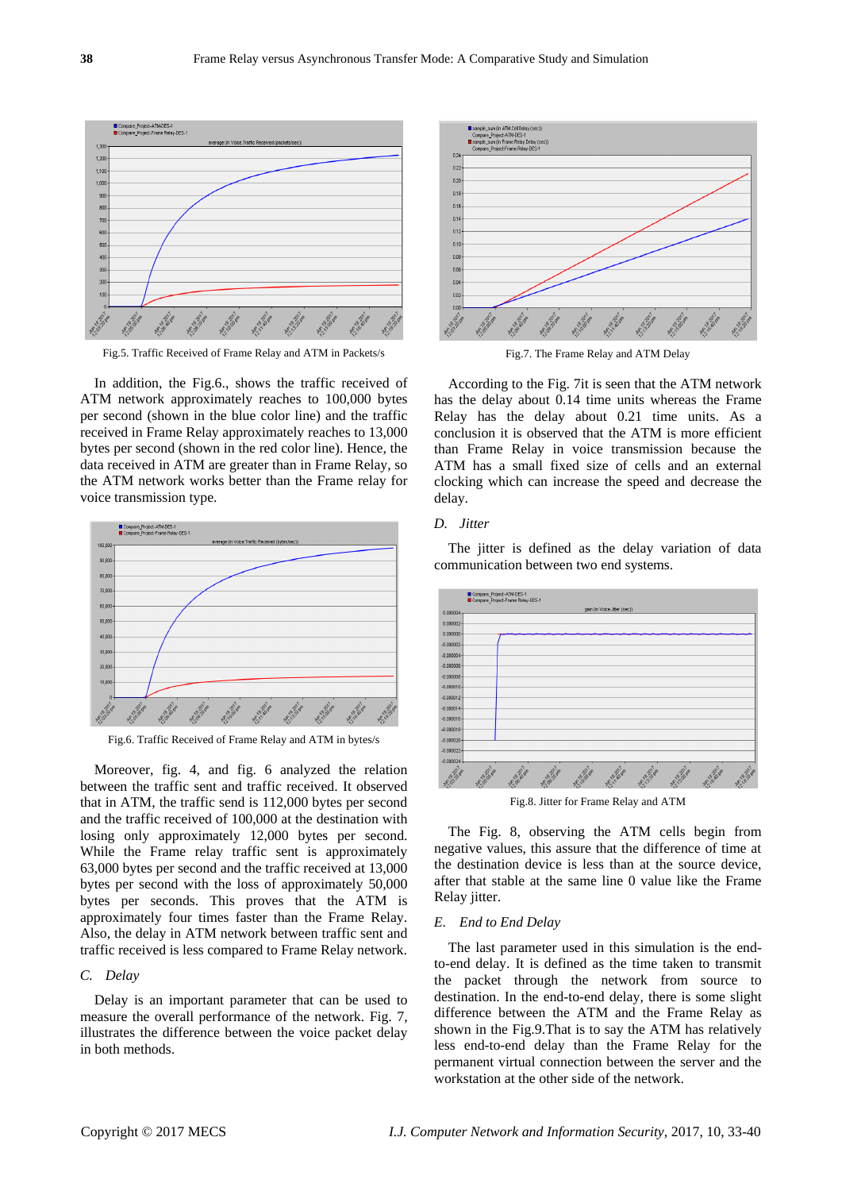Fig.5. Traffic Received of Frame Relay and ATM in Packets/s

In addition, the Fig.6., shows the traffic received of ATM network approximately reaches to 100,000 bytes per second (shown in the blue color line) and the traffic received in Frame Relay approximately reaches to 13,000 bytes per second (shown in the red color line). Hence, the data received in ATM are greater than in Frame Relay, so the ATM network works better than the Frame relay for voice transmission type.

Fig.6. Traffic Received of Frame Relay and ATM in bytes/s

Moreover, fig. 4, and fig. 6 analyzed the relation between the traffic sent and traffic received. It observed that in ATM, the traffic send is 112,000 bytes per second and the traffic received of 100,000 at the destination with losing only approximately 12,000 bytes per second. While the Frame relay traffic sent is approximately 63,000 bytes per second and the traffic received at 13,000 bytes per second with the loss of approximately 50,000 bytes per seconds. This proves that the ATM is approximately four times faster than the Frame Relay. Also, the delay in ATM network between traffic sent and traffic received is less compared to Frame Relay network.

### *C. Delay*

Delay is an important parameter that can be used to measure the overall performance of the network. Fig. 7, illustrates the difference between the voice packet delay in both methods.

Fig.7. The Frame Relay and ATM Delay

According to the Fig. 7it is seen that the ATM network has the delay about 0.14 time units whereas the Frame Relay has the delay about 0.21 time units. As a conclusion it is observed that the ATM is more efficient than Frame Relay in voice transmission because the ATM has a small fixed size of cells and an external clocking which can increase the speed and decrease the delay.

### *D. Jitter*

The jitter is defined as the delay variation of data communication between two end systems.

Fig.8. Jitter for Frame Relay and ATM

The Fig. 8, observing the ATM cells begin from negative values, this assure that the difference of time at the destination device is less than at the source device, after that stable at the same line 0 value like the Frame Relay jitter.

### *E. End to End Delay*

The last parameter used in this simulation is the end-to-end delay. It is defined as the time taken to transmit the packet through the network from source to destination. In the end-to-end delay, there is some slight difference between the ATM and the Frame Relay as shown in the Fig.9.That is to say the ATM has relatively less end-to-end delay than the Frame Relay for the permanent virtual connection between the server and the workstation at the other side of the network.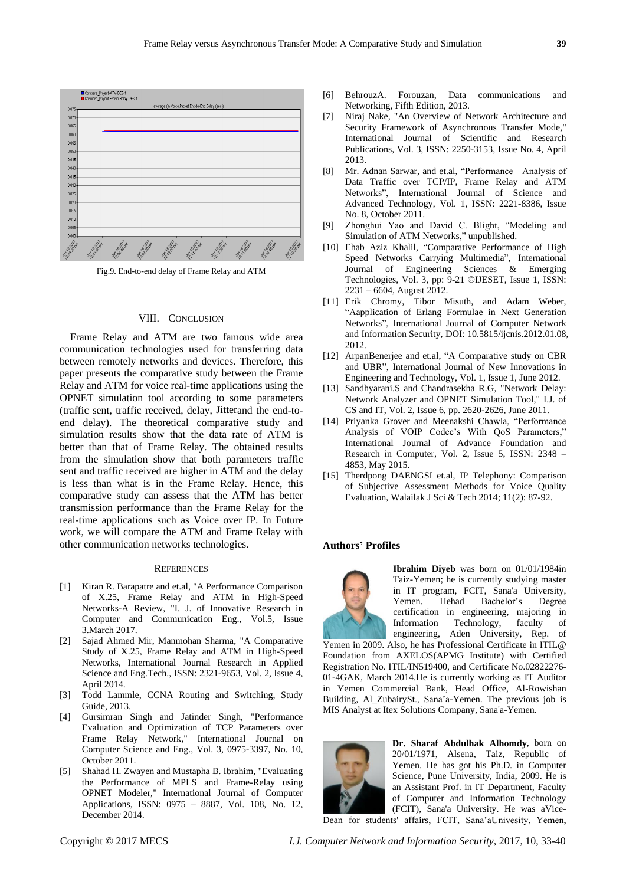Fig.9. End-to-end delay of Frame Relay and ATM

## VIII. Conclusion

Frame Relay and ATM are two famous wide area communication technologies used for transferring data between remotely networks and devices. Therefore, this paper presents the comparative study between the Frame Relay and ATM for voice real-time applications using the OPNET simulation tool according to some parameters (traffic sent, traffic received, delay, Jitterand the end-to-end delay). The theoretical comparative study and simulation results show that the data rate of ATM is better than that of Frame Relay. The obtained results from the simulation show that both parameters traffic sent and traffic received are higher in ATM and the delay is less than what is in the Frame Relay. Hence, this comparative study can assess that the ATM has better transmission performance than the Frame Relay for the real-time applications such as Voice over IP. In Future work, we will compare the ATM and Frame Relay with other communication networks technologies.

## References

[1] Kiran R. Barapatre and et.al, "A Performance Comparison of X.25, Frame Relay and ATM in High-Speed Networks-A Review, "I. J. of Innovative Research in Computer and Communication Eng., Vol.5, Issue 3.March 2017.

[2] Sajad Ahmed Mir, Manmohan Sharma, "A Comparative Study of X.25, Frame Relay and ATM in High-Speed Networks, International Journal Research in Applied Science and Eng.Tech., ISSN: 2321-9653, Vol. 2, Issue 4, April 2014.

[3] Todd Lammle, CCNA Routing and Switching, Study Guide, 2013.

[4] Gursimran Singh and Jatinder Singh, "Performance Evaluation and Optimization of TCP Parameters over Frame Relay Network," International Journal on Computer Science and Eng., Vol. 3, 0975-3397, No. 10, October 2011.

[5] Shahad H. Zwayen and Mustapha B. Ibrahim, "Evaluating the Performance of MPLS and Frame-Relay using OPNET Modeler," International Journal of Computer Applications, ISSN: 0975 – 8887, Vol. 108, No. 12, December 2014.

[6] BehrouzA. Forouzan, Data communications and Networking, Fifth Edition, 2013.

[7] Niraj Nake, "An Overview of Network Architecture and Security Framework of Asynchronous Transfer Mode," International Journal of Scientific and Research Publications, Vol. 3, ISSN: 2250-3153, Issue No. 4, April 2013.

[8] Mr. Adnan Sarwar, and et.al, "Performance Analysis of Data Traffic over TCP/IP, Frame Relay and ATM Networks", International Journal of Science and Advanced Technology, Vol. 1, ISSN: 2221-8386, Issue No. 8, October 2011.

[9] Zhonghui Yao and David C. Blight, "Modeling and Simulation of ATM Networks," unpublished.

[10] Ehab Aziz Khalil, "Comparative Performance of High Speed Networks Carrying Multimedia", International Journal of Engineering Sciences & Emerging Technologies, Vol. 3, pp: 9-21 ©IJESET, Issue 1, ISSN: 2231 – 6604, August 2012.

[11] Erik Chromy, Tibor Misuth, and Adam Weber, "Aapplication of Erlang Formulae in Next Generation Networks", International Journal of Computer Network and Information Security, DOI: 10.5815/ijcnis.2012.01.08, 2012.

[12] ArpanBenerjee and et.al, "A Comparative study on CBR and UBR", International Journal of New Innovations in Engineering and Technology, Vol. 1, Issue 1, June 2012.

[13] Sandhyarani.S and Chandrasekha R.G, "Network Delay: Network Analyzer and OPNET Simulation Tool," I.J. of CS and IT, Vol. 2, Issue 6, pp. 2620-2626, June 2011.

[14] Priyanka Grover and Meenakshi Chawla, "Performance Analysis of VOIP Codec's With QoS Parameters," International Journal of Advance Foundation and Research in Computer, Vol. 2, Issue 5, ISSN: 2348 – 4853, May 2015.

[15] Therdpong DAENGSI et.al, IP Telephony: Comparison of Subjective Assessment Methods for Voice Quality Evaluation, Walailak J Sci & Tech 2014; 11(2): 87-92.

## Authors' Profiles

**Ibrahim Diyeb** was born on 01/01/1984in Taiz-Yemen; he is currently studying master in IT program, FCIT, Sana'a University, Yemen. Hehad Bachelor's Degree certification in engineering, majoring in Information Technology, faculty of engineering, Aden University, Rep. of Yemen in 2009. Also, he has Professional Certificate in ITIL@ Foundation from AXELOS(APMG Institute) with Certified Registration No. ITIL/IN519400, and Certificate No.02822276-01-4GAK, March 2014.He is currently working as IT Auditor in Yemen Commercial Bank, Head Office, Al-Rowishan Building, Al_ZubairySt., Sana'a-Yemen. The previous job is MIS Analyst at Itex Solutions Company, Sana'a-Yemen.

**Dr. Sharaf Abdulhak Alhomdy**, born on 20/01/1971, Alsena, Taiz, Republic of Yemen. He has got his Ph.D. in Computer Science, Pune University, India, 2009. He is an Assistant Prof. in IT Department, Faculty of Computer and Information Technology (FCIT), Sana'a University. He was aVice-Dean for students' affairs, FCIT, Sana'aUnivesity, Yemen,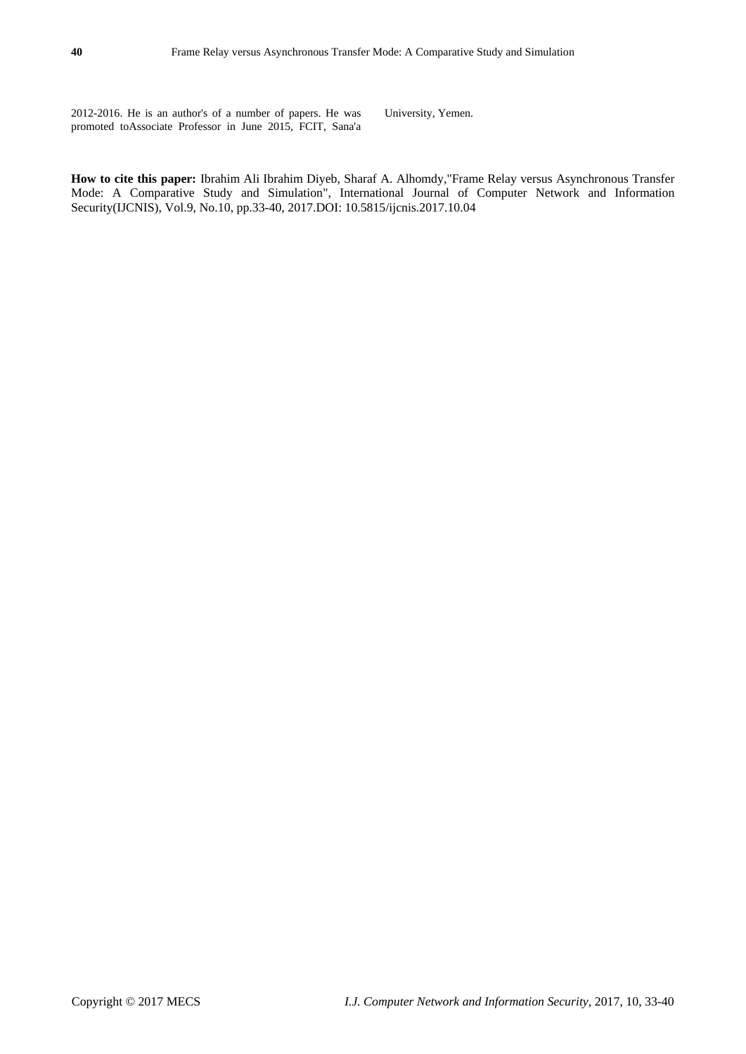2012-2016. He is an author's of a number of papers. He was promoted toAssociate Professor in June 2015, FCIT, Sana'a University, Yemen.

**How to cite this paper:** Ibrahim Ali Ibrahim Diyeb, Sharaf A. Alhomdy,"Frame Relay versus Asynchronous Transfer Mode: A Comparative Study and Simulation", International Journal of Computer Network and Information Security(IJCNIS), Vol.9, No.10, pp.33-40, 2017.DOI: 10.5815/ijcnis.2017.10.04